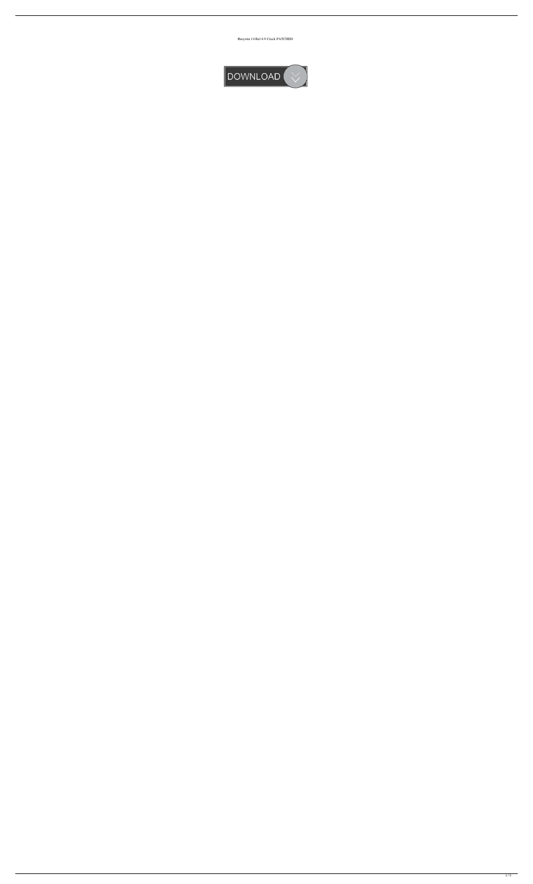Busywin 14 Rel 4.9 Crack PATCHED

DOWNLOAD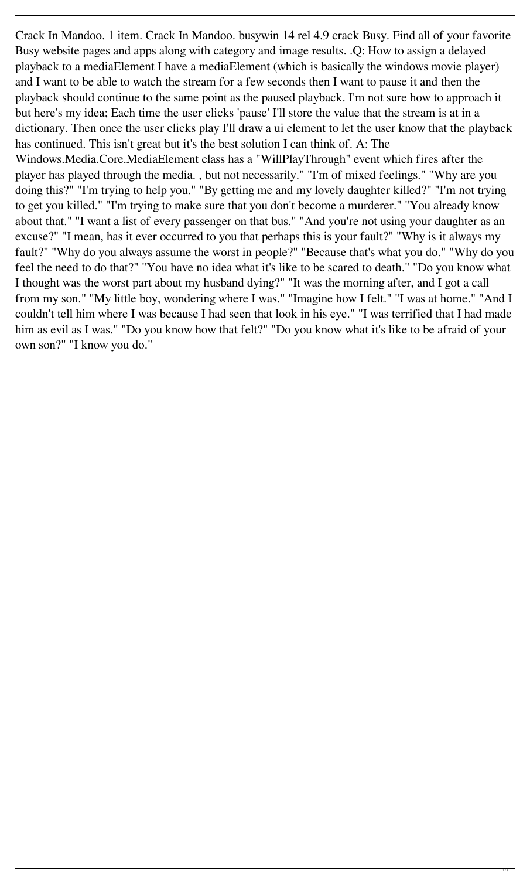Crack In Mandoo. 1 item. Crack In Mandoo. busywin 14 rel 4.9 crack Busy. Find all of your favorite Busy website pages and apps along with category and image results. .Q: How to assign a delayed playback to a mediaElement I have a mediaElement (which is basically the windows movie player) and I want to be able to watch the stream for a few seconds then I want to pause it and then the playback should continue to the same point as the paused playback. I'm not sure how to approach it but here's my idea; Each time the user clicks 'pause' I'll store the value that the stream is at in a dictionary. Then once the user clicks play I'll draw a ui element to let the user know that the playback has continued. This isn't great but it's the best solution I can think of. A: The Windows.Media.Core.MediaElement class has a "WillPlayThrough" event which fires after the player has played through the media. , but not necessarily." "I'm of mixed feelings." "Why are you doing this?" "I'm trying to help you." "By getting me and my lovely daughter killed?" "I'm not trying to get you killed." "I'm trying to make sure that you don't become a murderer." "You already know about that." "I want a list of every passenger on that bus." "And you're not using your daughter as an excuse?" "I mean, has it ever occurred to you that perhaps this is your fault?" "Why is it always my fault?" "Why do you always assume the worst in people?" "Because that's what you do." "Why do you feel the need to do that?" "You have no idea what it's like to be scared to death." "Do you know what I thought was the worst part about my husband dying?" "It was the morning after, and I got a call from my son." "My little boy, wondering where I was." "Imagine how I felt." "I was at home." "And I couldn't tell him where I was because I had seen that look in his eye." "I was terrified that I had made him as evil as I was." "Do you know how that felt?" "Do you know what it's like to be afraid of your own son?" "I know you do."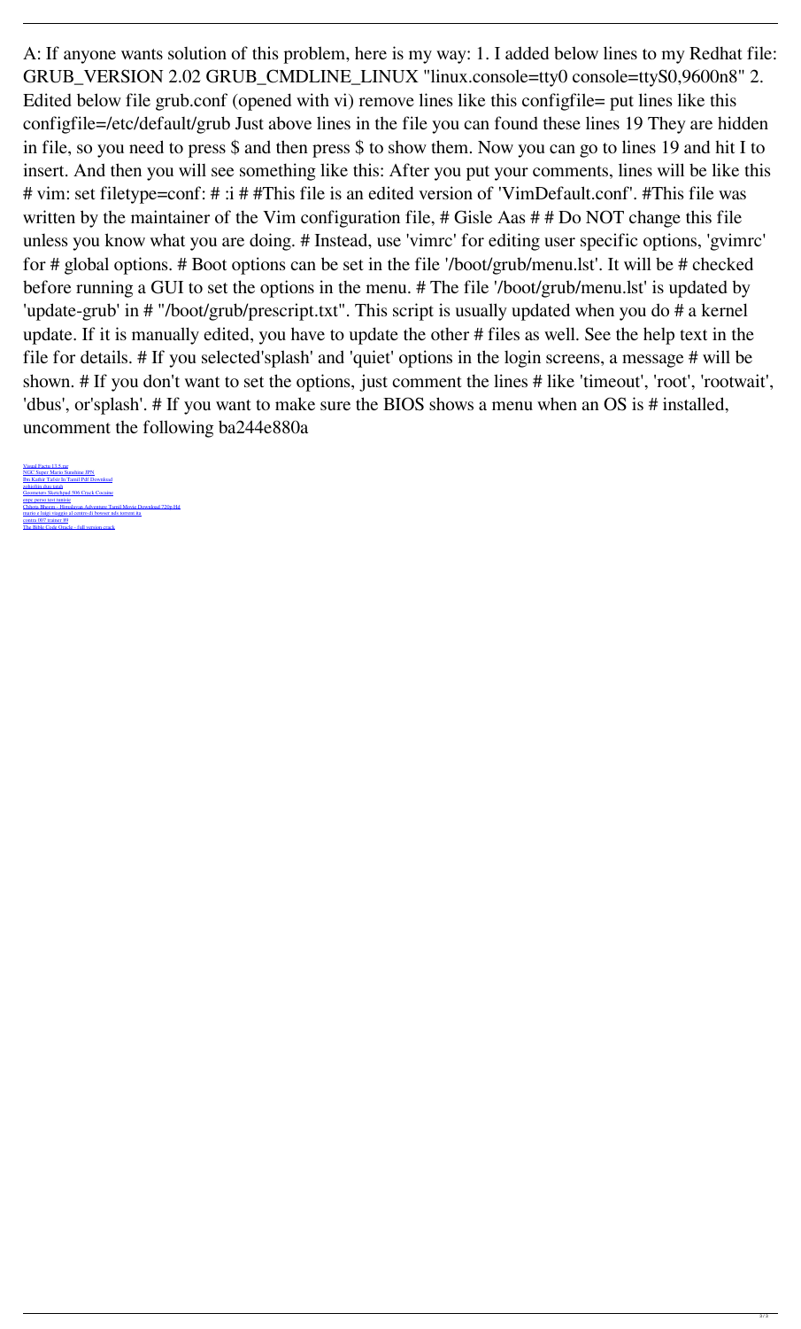A: If anyone wants solution of this problem, here is my way: 1. I added below lines to my Redhat file: GRUB_VERSION 2.02 GRUB_CMDLINE_LINUX "linux.console=tty0 console=ttyS0,9600n8" 2. Edited below file grub.conf (opened with vi) remove lines like this configfile= put lines like this configfile=/etc/default/grub Just above lines in the file you can found these lines 19 They are hidden in file, so you need to press $ and then press $ to show them. Now you can go to lines 19 and hit I to insert. And then you will see something like this: After you put your comments, lines will be like this # vim: set filetype=conf: # :i # #This file is an edited version of 'VimDefault.conf'. #This file was written by the maintainer of the Vim configuration file, # Gisle Aas # # Do NOT change this file unless you know what you are doing. # Instead, use 'vimrc' for editing user specific options, 'gvimrc' for # global options. # Boot options can be set in the file '/boot/grub/menu.lst'. It will be # checked before running a GUI to set the options in the menu. # The file '/boot/grub/menu.lst' is updated by 'update-grub' in # "/boot/grub/prescript.txt". This script is usually updated when you do # a kernel update. If it is manually edited, you have to update the other # files as well. See the help text in the file for details. # If you selected'splash' and 'quiet' options in the login screens, a message # will be shown. # If you don't want to set the options, just comment the lines # like 'timeout', 'root', 'rootwait', 'dbus', or'splash'. # If you want to make sure the BIOS shows a menu when an OS is # installed, uncomment the following ba244e880a

Visual Factu 13.5.rar
NGC Super Mario Sunshine JPN
Ibn Kathir Tafsir In Tamil Pdf Download
achieftan dan tatah
Geometers Sketchpad 500 Crack Cocaine
enpc perso test tunisie
Chhota Bheem - Himalayan Adventure Tamil Movie Download 720p Hd
mario e luigi viaggio al centro di bowser nds torrent ita
contra 007 trainer 89
The Bible Code Oracle - full version crack